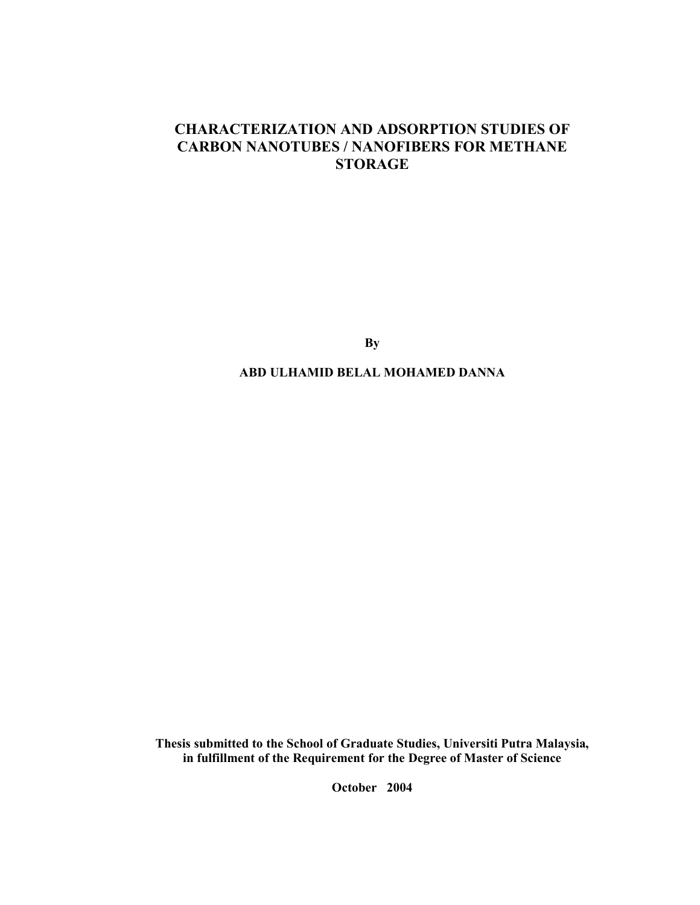# CHARACTERIZATION AND ADSORPTION STUDIES OF CARBON NANOTUBES / NANOFIBERS FOR METHANE STORAGE

**By**

**ABD ULHAMID BELAL MOHAMED DANNA**

**Thesis submitted to the School of Graduate Studies, Universiti Putra Malaysia, in fulfillment of the Requirement for the Degree of Master of Science**

**October 2004**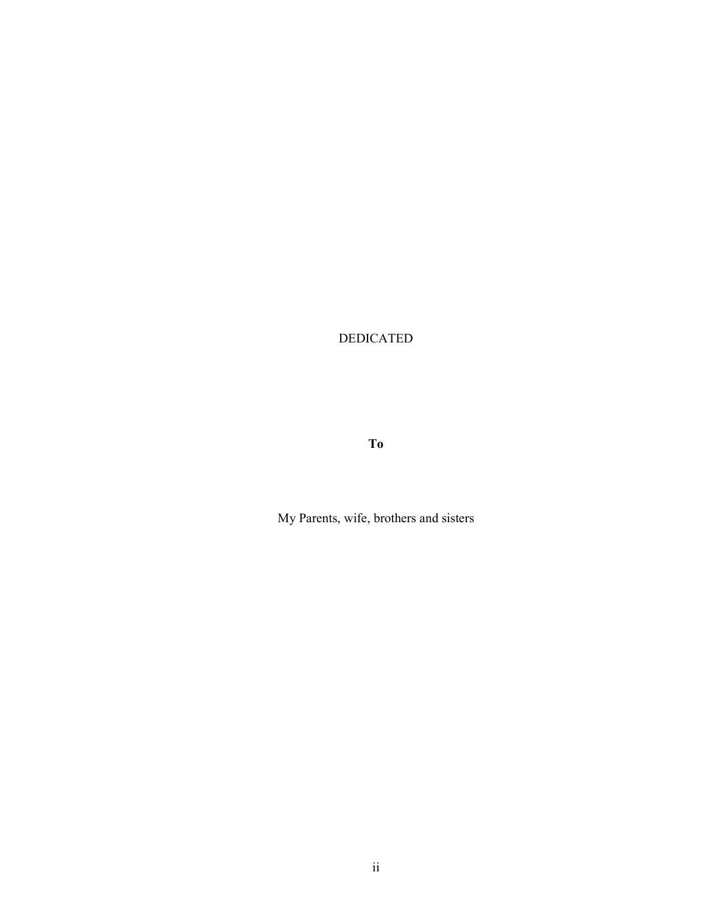DEDICATED

**To**

My Parents, wife, brothers and sisters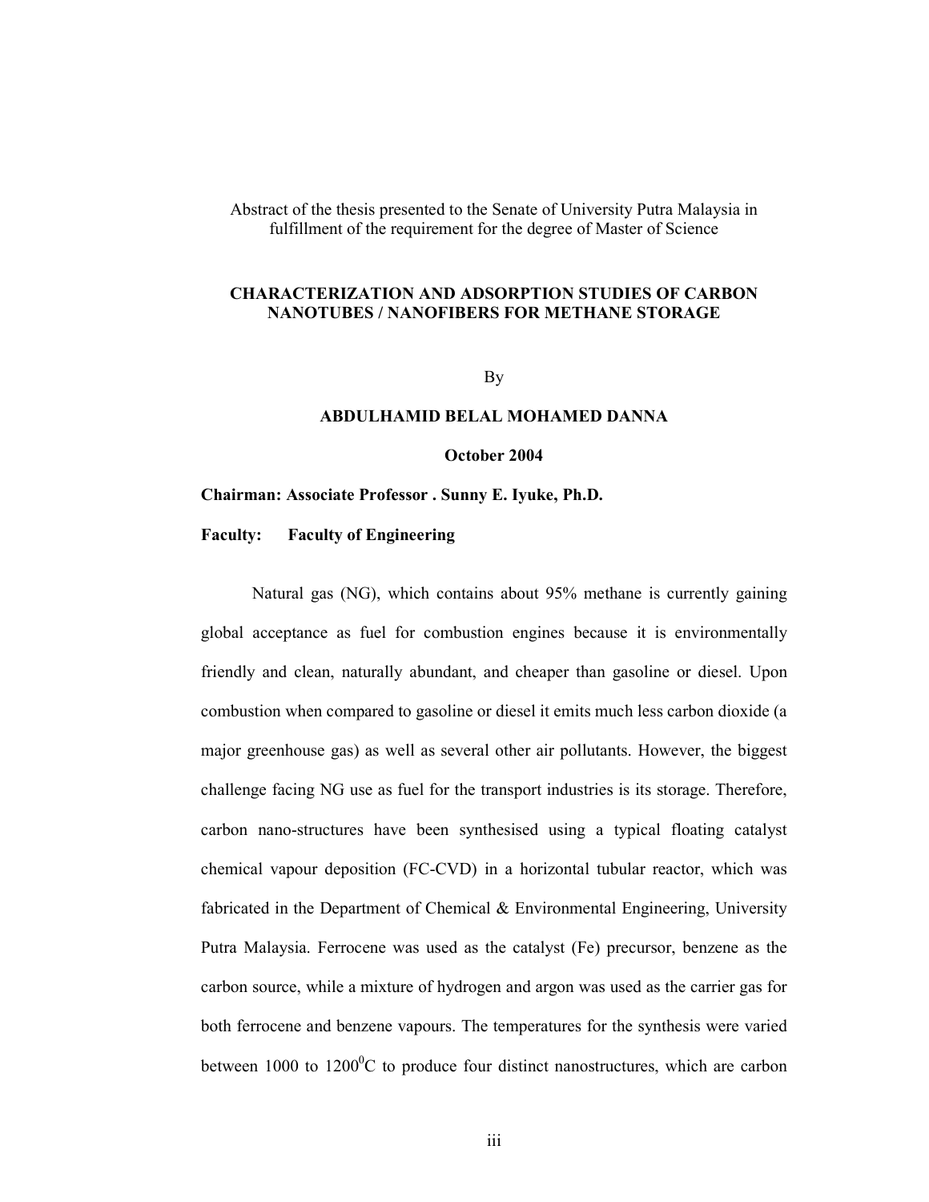Abstract of the thesis presented to the Senate of University Putra Malaysia in fulfillment of the requirement for the degree of Master of Science

**CHARACTERIZATION AND ADSORPTION STUDIES OF CARBON NANOTUBES / NANOFIBERS FOR METHANE STORAGE**

By

**ABDULHAMID BELAL MOHAMED DANNA**

**October 2004**

**Chairman: Associate Professor . Sunny E. Iyuke, Ph.D.**

**Faculty: Faculty of Engineering**

Natural gas (NG), which contains about 95% methane is currently gaining global acceptance as fuel for combustion engines because it is environmentally friendly and clean, naturally abundant, and cheaper than gasoline or diesel. Upon combustion when compared to gasoline or diesel it emits much less carbon dioxide (a major greenhouse gas) as well as several other air pollutants. However, the biggest challenge facing NG use as fuel for the transport industries is its storage. Therefore, carbon nano-structures have been synthesised using a typical floating catalyst chemical vapour deposition (FC-CVD) in a horizontal tubular reactor, which was fabricated in the Department of Chemical & Environmental Engineering, University Putra Malaysia. Ferrocene was used as the catalyst (Fe) precursor, benzene as the carbon source, while a mixture of hydrogen and argon was used as the carrier gas for both ferrocene and benzene vapours. The temperatures for the synthesis were varied between 1000 to 1200$^0$C to produce four distinct nanostructures, which are carbon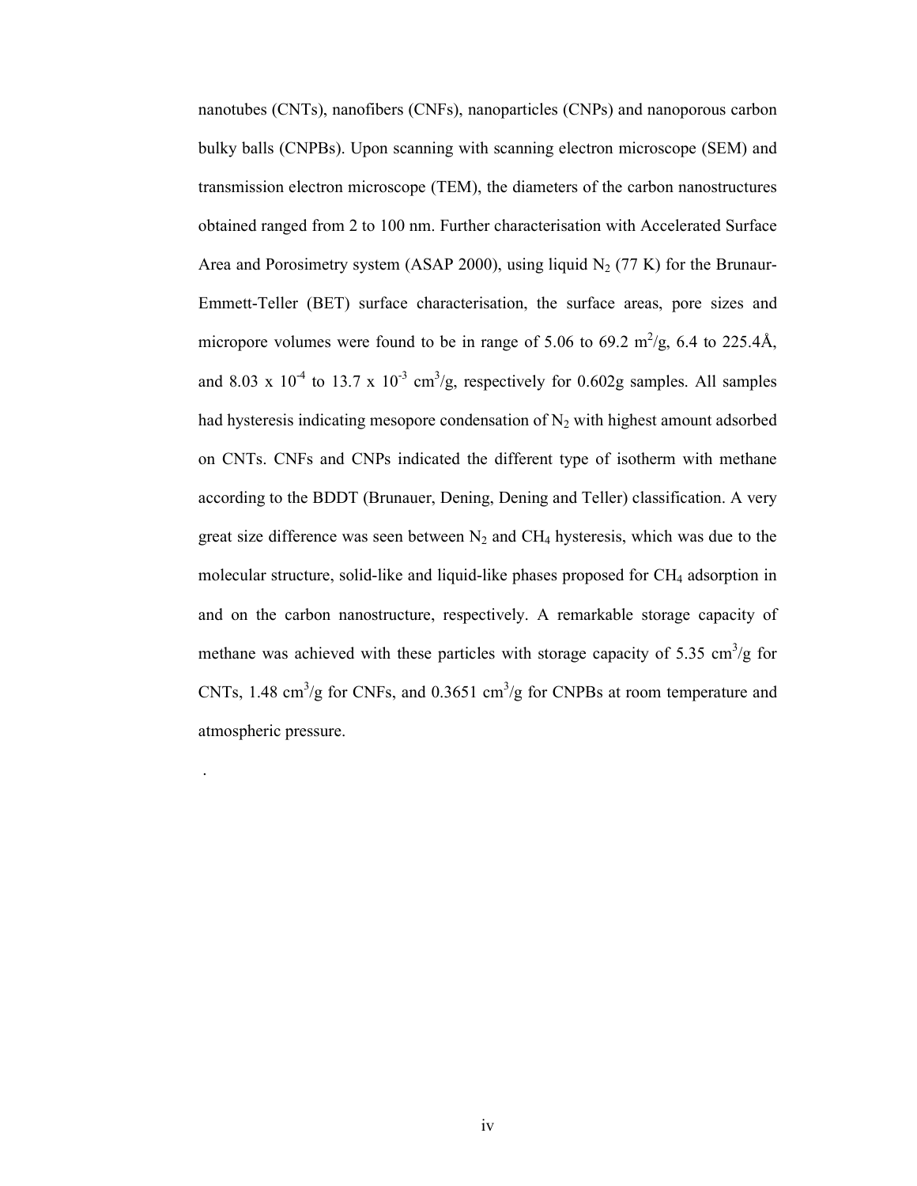nanotubes (CNTs), nanofibers (CNFs), nanoparticles (CNPs) and nanoporous carbon bulky balls (CNPBs). Upon scanning with scanning electron microscope (SEM) and transmission electron microscope (TEM), the diameters of the carbon nanostructures obtained ranged from 2 to 100 nm. Further characterisation with Accelerated Surface Area and Porosimetry system (ASAP 2000), using liquid $N_2$ (77 K) for the Brunaur-Emmett-Teller (BET) surface characterisation, the surface areas, pore sizes and micropore volumes were found to be in range of 5.06 to 69.2 $m^2/g$, 6.4 to 225.4Å, and 8.03 x $10^{-4}$ to 13.7 x $10^{-3}$ $cm^3/g$, respectively for 0.602g samples. All samples had hysteresis indicating mesopore condensation of $N_2$ with highest amount adsorbed on CNTs. CNFs and CNPs indicated the different type of isotherm with methane according to the BDDT (Brunauer, Dening, Dening and Teller) classification. A very great size difference was seen between $N_2$ and $CH_4$ hysteresis, which was due to the molecular structure, solid-like and liquid-like phases proposed for $CH_4$ adsorption in and on the carbon nanostructure, respectively. A remarkable storage capacity of methane was achieved with these particles with storage capacity of 5.35 $cm^3/g$ for CNTs, 1.48 $cm^3/g$ for CNFs, and 0.3651 $cm^3/g$ for CNPBs at room temperature and atmospheric pressure.

.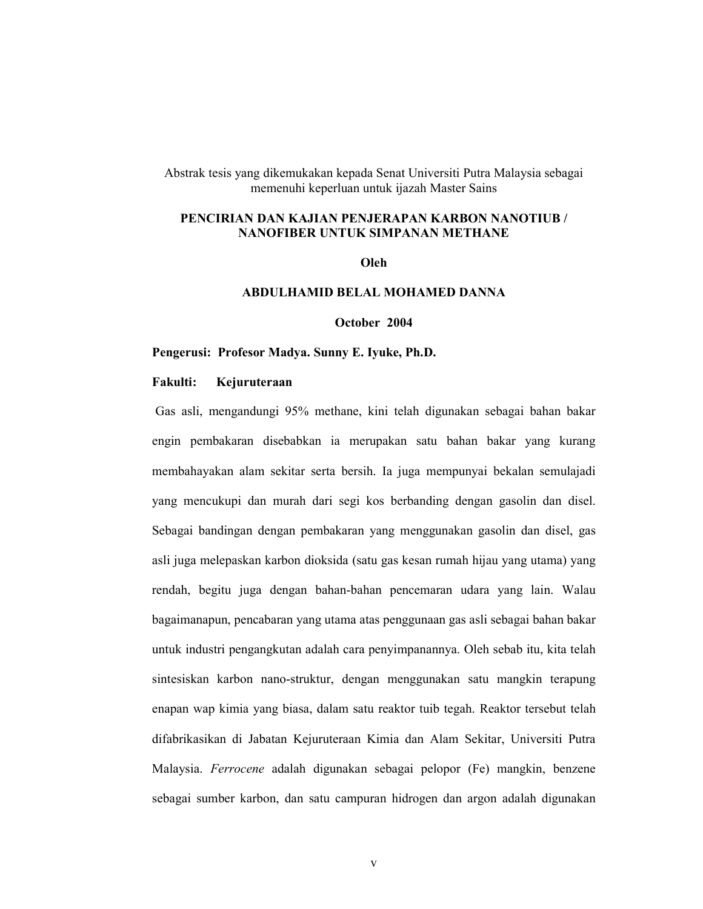Abstrak tesis yang dikemukakan kepada Senat Universiti Putra Malaysia sebagai memenuhi keperluan untuk ijazah Master Sains

**PENCIRIAN DAN KAJIAN PENJERAPAN KARBON NANOTIUB / NANOFIBER UNTUK SIMPANAN METHANE**

**Oleh**

**ABDULHAMID BELAL MOHAMED DANNA**

**October 2004**

**Pengerusi: Profesor Madya. Sunny E. Iyuke, Ph.D.**

**Fakulti: Kejuruteraan**

Gas asli, mengandungi 95% methane, kini telah digunakan sebagai bahan bakar engin pembakaran disebabkan ia merupakan satu bahan bakar yang kurang membahayakan alam sekitar serta bersih. Ia juga mempunyai bekalan semulajadi yang mencukupi dan murah dari segi kos berbanding dengan gasolin dan disel. Sebagai bandingan dengan pembakaran yang menggunakan gasolin dan disel, gas asli juga melepaskan karbon dioksida (satu gas kesan rumah hijau yang utama) yang rendah, begitu juga dengan bahan-bahan pencemaran udara yang lain. Walau bagaimanapun, pencabaran yang utama atas penggunaan gas asli sebagai bahan bakar untuk industri pengangkutan adalah cara penyimpanannya. Oleh sebab itu, kita telah sintesiskan karbon nano-struktur, dengan menggunakan satu mangkin terapung enapan wap kimia yang biasa, dalam satu reaktor tuib tegah. Reaktor tersebut telah difabrikasikan di Jabatan Kejuruteraan Kimia dan Alam Sekitar, Universiti Putra Malaysia. *Ferrocene* adalah digunakan sebagai pelopor (Fe) mangkin, benzene sebagai sumber karbon, dan satu campuran hidrogen dan argon adalah digunakan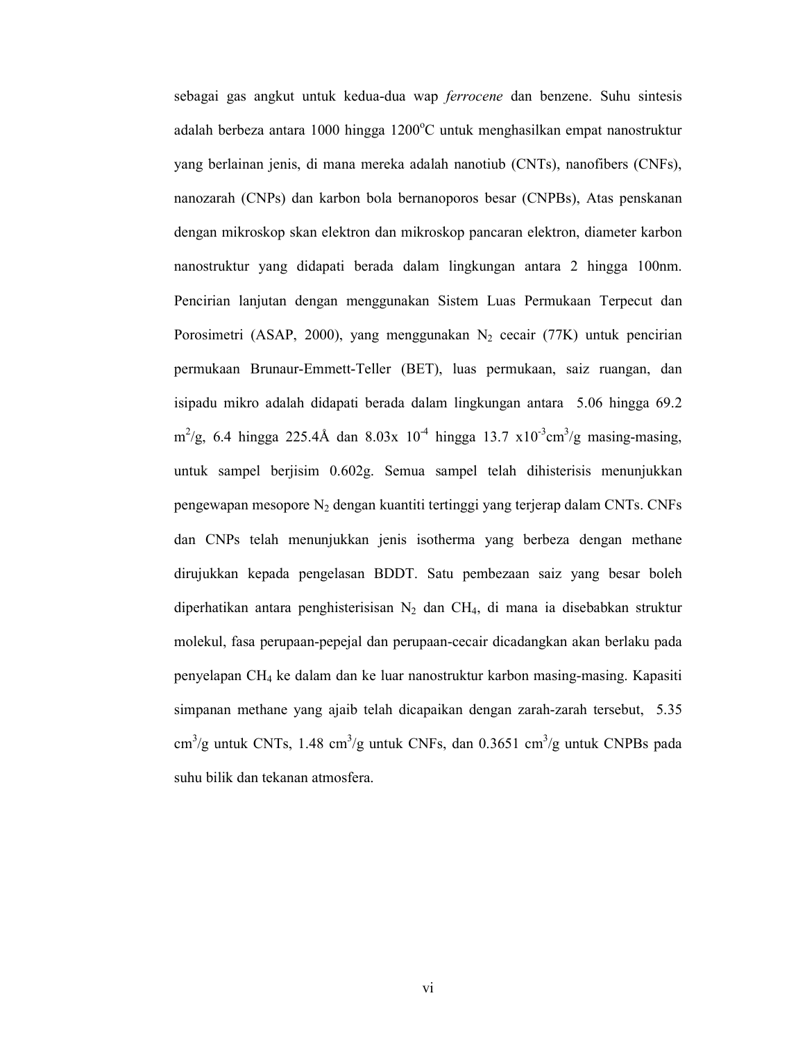sebagai gas angkut untuk kedua-dua wap *ferrocene* dan benzene. Suhu sintesis adalah berbeza antara 1000 hingga 1200$^{o}$C untuk menghasilkan empat nanostruktur yang berlainan jenis, di mana mereka adalah nanotiub (CNTs), nanofibers (CNFs), nanozarah (CNPs) dan karbon bola bernanoporos besar (CNPBs), Atas penskanan dengan mikroskop skan elektron dan mikroskop pancaran elektron, diameter karbon nanostruktur yang didapati berada dalam lingkungan antara 2 hingga 100nm. Pencirian lanjutan dengan menggunakan Sistem Luas Permukaan Terpecut dan Porosimetri (ASAP, 2000), yang menggunakan $N_2$ cecair (77K) untuk pencirian permukaan Brunaur-Emmett-Teller (BET), luas permukaan, saiz ruangan, dan isipadu mikro adalah didapati berada dalam lingkungan antara 5.06 hingga 69.2 m$^2$/g, 6.4 hingga 225.4Å dan 8.03x $10^{-4}$ hingga 13.7 x$10^{-3}$cm$^3$/g masing-masing, untuk sampel berjisim 0.602g. Semua sampel telah dihisterisis menunjukkan pengewapan mesopore $N_2$ dengan kuantiti tertinggi yang terjerap dalam CNTs. CNFs dan CNPs telah menunjukkan jenis isotherma yang berbeza dengan methane dirujukkan kepada pengelasan BDDT. Satu pembezaan saiz yang besar boleh diperhatikan antara penghisterisisan $N_2$ dan $CH_4$, di mana ia disebabkan struktur molekul, fasa perupaan-pepejal dan perupaan-cecair dicadangkan akan berlaku pada penyelapan $CH_4$ ke dalam dan ke luar nanostruktur karbon masing-masing. Kapasiti simpanan methane yang ajaib telah dicapaikan dengan zarah-zarah tersebut, 5.35 cm$^3$/g untuk CNTs, 1.48 cm$^3$/g untuk CNFs, dan 0.3651 cm$^3$/g untuk CNPBs pada suhu bilik dan tekanan atmosfera.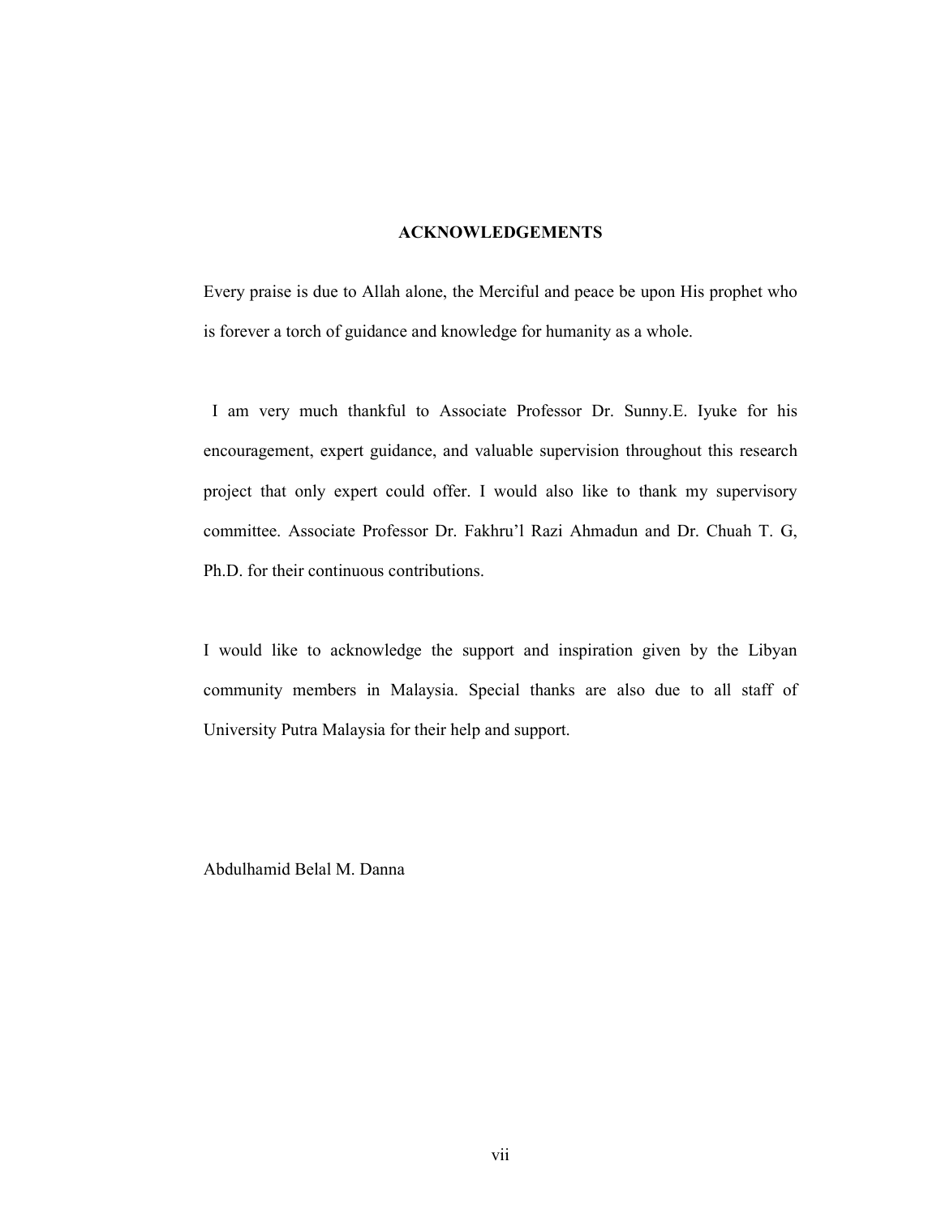## ACKNOWLEDGEMENTS

Every praise is due to Allah alone, the Merciful and peace be upon His prophet who is forever a torch of guidance and knowledge for humanity as a whole.

I am very much thankful to Associate Professor Dr. Sunny.E. Iyuke for his encouragement, expert guidance, and valuable supervision throughout this research project that only expert could offer. I would also like to thank my supervisory committee. Associate Professor Dr. Fakhru'l Razi Ahmadun and Dr. Chuah T. G, Ph.D. for their continuous contributions.

I would like to acknowledge the support and inspiration given by the Libyan community members in Malaysia. Special thanks are also due to all staff of University Putra Malaysia for their help and support.

Abdulhamid Belal M. Danna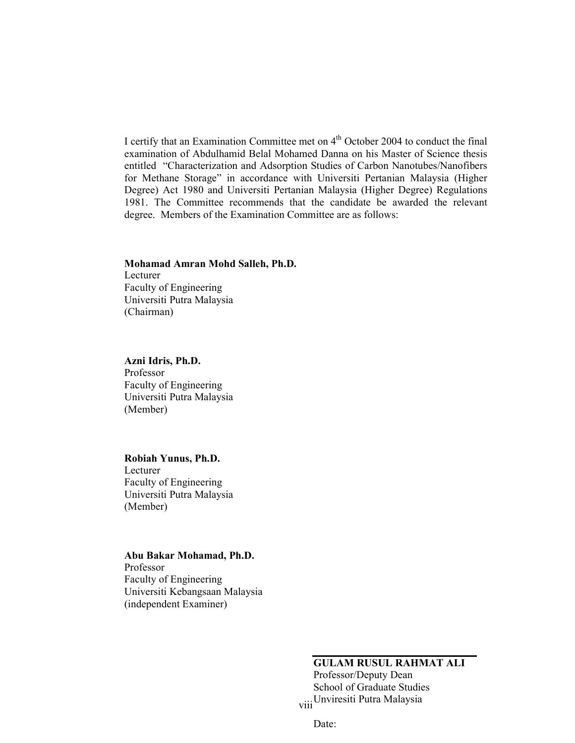I certify that an Examination Committee met on 4th October 2004 to conduct the final examination of Abdulhamid Belal Mohamed Danna on his Master of Science thesis entitled "Characterization and Adsorption Studies of Carbon Nanotubes/Nanofibers for Methane Storage" in accordance with Universiti Pertanian Malaysia (Higher Degree) Act 1980 and Universiti Pertanian Malaysia (Higher Degree) Regulations 1981. The Committee recommends that the candidate be awarded the relevant degree. Members of the Examination Committee are as follows:

**Mohamad Amran Mohd Salleh, Ph.D.**
Lecturer
Faculty of Engineering
Universiti Putra Malaysia
(Chairman)

**Azni Idris, Ph.D.**
Professor
Faculty of Engineering
Universiti Putra Malaysia
(Member)

**Robiah Yunus, Ph.D.**
Lecturer
Faculty of Engineering
Universiti Putra Malaysia
(Member)

**Abu Bakar Mohamad, Ph.D.**
Professor
Faculty of Engineering
Universiti Kebangsaan Malaysia
(independent Examiner)

**GULAM RUSUL RAHMAT ALI**
Professor/Deputy Dean
School of Graduate Studies
Unviresiti Putra Malaysia

Date: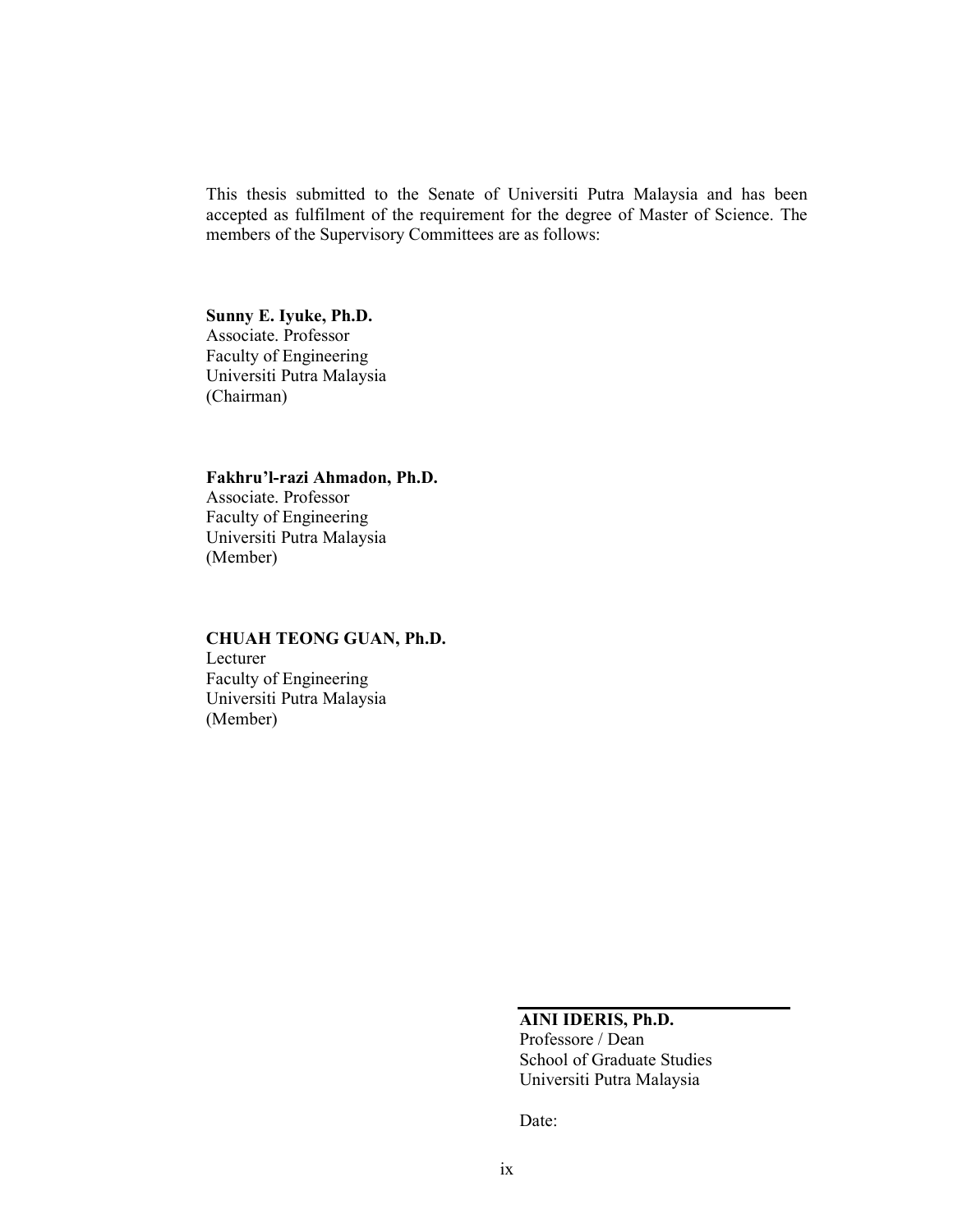This thesis submitted to the Senate of Universiti Putra Malaysia and has been accepted as fulfilment of the requirement for the degree of Master of Science. The members of the Supervisory Committees are as follows:

**Sunny E. Iyuke, Ph.D.**
Associate. Professor
Faculty of Engineering
Universiti Putra Malaysia
(Chairman)

**Fakhru'l-razi Ahmadon, Ph.D.**
Associate. Professor
Faculty of Engineering
Universiti Putra Malaysia
(Member)

**CHUAH TEONG GUAN, Ph.D.**
Lecturer
Faculty of Engineering
Universiti Putra Malaysia
(Member)

**AINI IDERIS, Ph.D.**
Professore / Dean
School of Graduate Studies
Universiti Putra Malaysia

Date: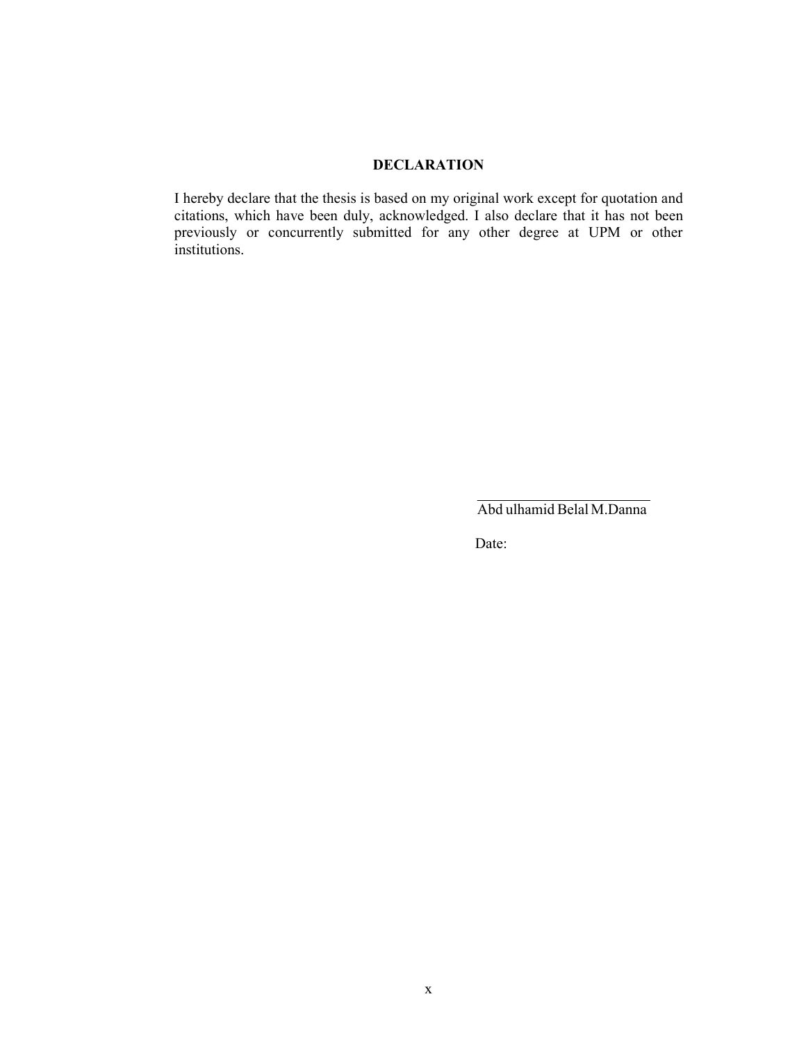## DECLARATION

I hereby declare that the thesis is based on my original work except for quotation and citations, which have been duly, acknowledged. I also declare that it has not been previously or concurrently submitted for any other degree at UPM or other institutions.

Abd ulhamid Belal M.Danna

Date: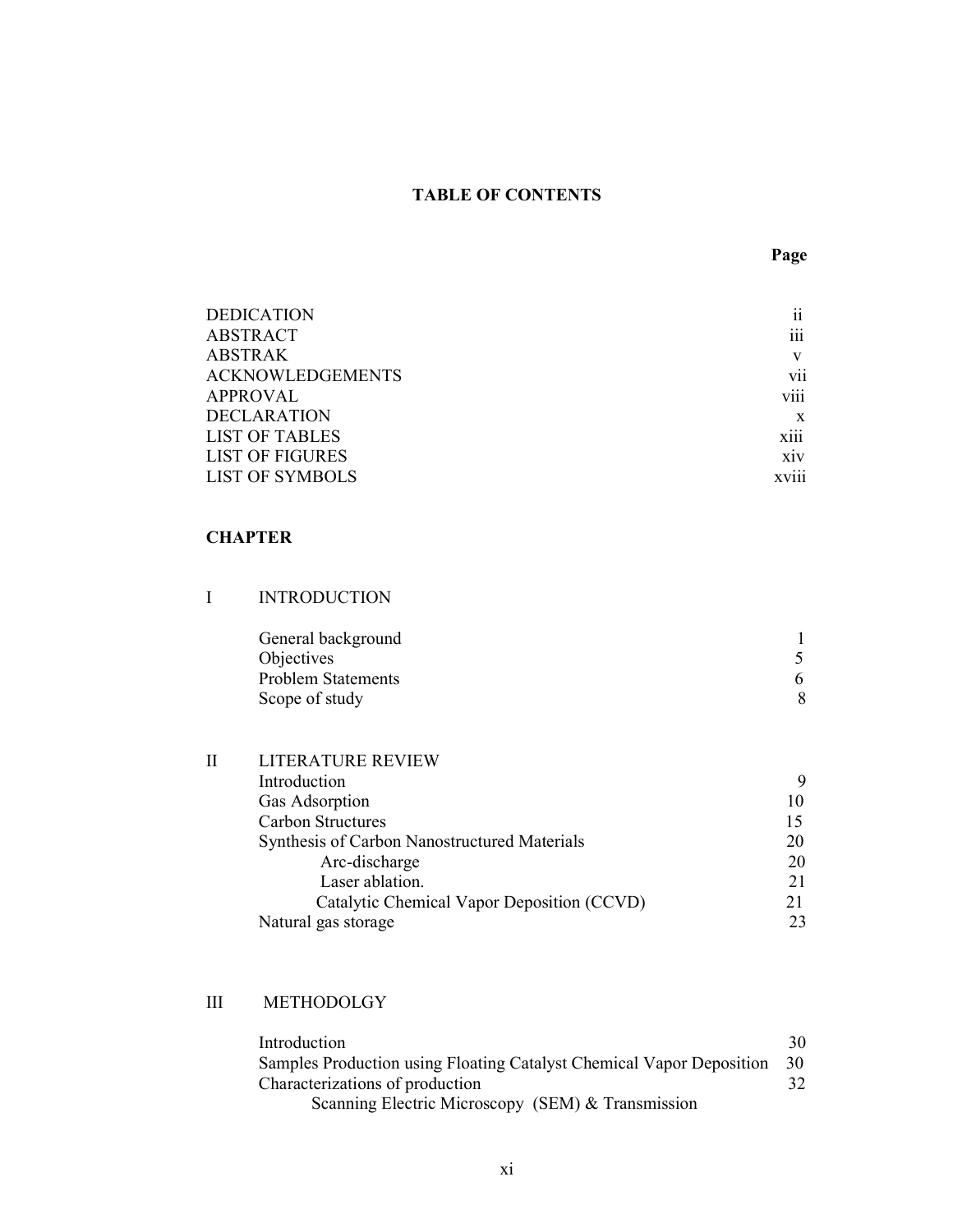## TABLE OF CONTENTS

| | Page |
|---|---|
| DEDICATION | ii |
| ABSTRACT | iii |
| ABSTRAK | v |
| ACKNOWLEDGEMENTS | vii |
| APPROVAL | viii |
| DECLARATION | x |
| LIST OF TABLES | xiii |
| LIST OF FIGURES | xiv |
| LIST OF SYMBOLS | xviii |

**CHAPTER**

| | | |
|---|---|---|
| I | INTRODUCTION | |
| | General background | 1 |
| | Objectives | 5 |
| | Problem Statements | 6 |
| | Scope of study | 8 |
| II | LITERATURE REVIEW | |
| | Introduction | 9 |
| | Gas Adsorption | 10 |
| | Carbon Structures | 15 |
| | Synthesis of Carbon Nanostructured Materials | 20 |
| | Arc-discharge | 20 |
| | Laser ablation. | 21 |
| | Catalytic Chemical Vapor Deposition (CCVD) | 21 |
| | Natural gas storage | 23 |
| III | METHODOLGY | |
| | Introduction | 30 |
| | Samples Production using Floating Catalyst Chemical Vapor Deposition | 30 |
| | Characterizations of production | 32 |
| | Scanning Electric Microscopy (SEM) & Transmission | |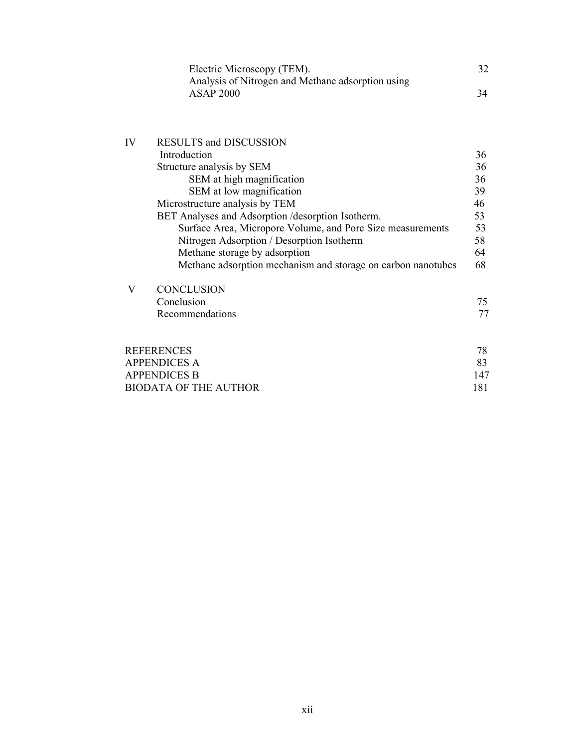| | | |
|---|---|---|
| | Electric Microscopy (TEM). | 32 |
| | Analysis of Nitrogen and Methane adsorption using ASAP 2000 | 34 |
| | | |
| IV | RESULTS and DISCUSSION | |
| | Introduction | 36 |
| | Structure analysis by SEM | 36 |
| | SEM at high magnification | 36 |
| | SEM at low magnification | 39 |
| | Microstructure analysis by TEM | 46 |
| | BET Analyses and Adsorption /desorption Isotherm. | 53 |
| | Surface Area, Micropore Volume, and Pore Size measurements | 53 |
| | Nitrogen Adsorption / Desorption Isotherm | 58 |
| | Methane storage by adsorption | 64 |
| | Methane adsorption mechanism and storage on carbon nanotubes | 68 |
| | | |
| V | CONCLUSION | |
| | Conclusion | 75 |
| | Recommendations | 77 |
| | | |
| REFERENCES | | 78 |
| APPENDICES A | | 83 |
| APPENDICES B | | 147 |
| BIODATA OF THE AUTHOR | | 181 |